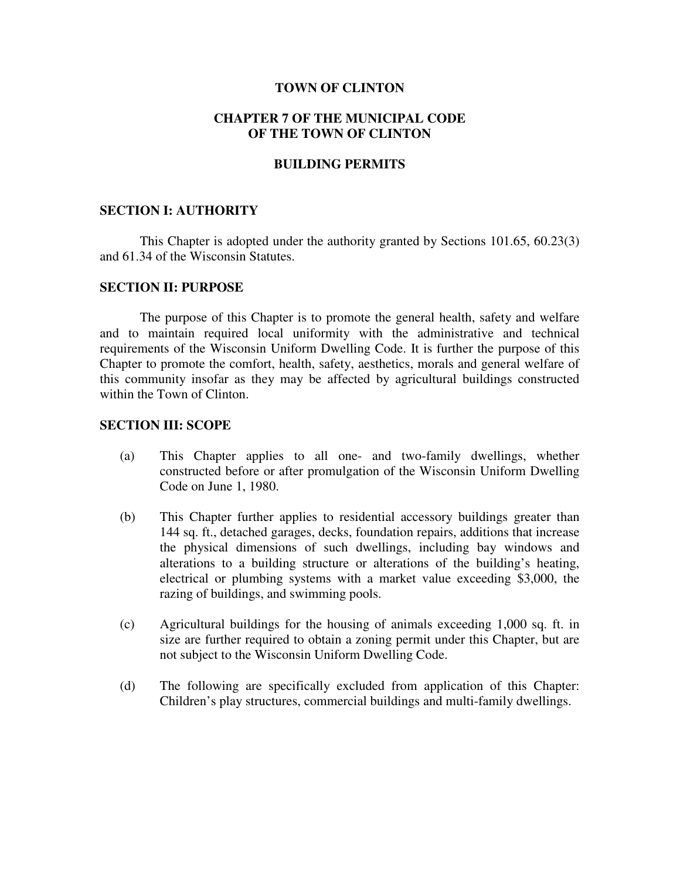# TOWN OF CLINTON

## CHAPTER 7 OF THE MUNICIPAL CODE OF THE TOWN OF CLINTON

## BUILDING PERMITS

### SECTION I: AUTHORITY

This Chapter is adopted under the authority granted by Sections 101.65, 60.23(3) and 61.34 of the Wisconsin Statutes.

### SECTION II: PURPOSE

The purpose of this Chapter is to promote the general health, safety and welfare and to maintain required local uniformity with the administrative and technical requirements of the Wisconsin Uniform Dwelling Code. It is further the purpose of this Chapter to promote the comfort, health, safety, aesthetics, morals and general welfare of this community insofar as they may be affected by agricultural buildings constructed within the Town of Clinton.

### SECTION III: SCOPE

(a) This Chapter applies to all one- and two-family dwellings, whether constructed before or after promulgation of the Wisconsin Uniform Dwelling Code on June 1, 1980.

(b) This Chapter further applies to residential accessory buildings greater than 144 sq. ft., detached garages, decks, foundation repairs, additions that increase the physical dimensions of such dwellings, including bay windows and alterations to a building structure or alterations of the building's heating, electrical or plumbing systems with a market value exceeding $3,000, the razing of buildings, and swimming pools.

(c) Agricultural buildings for the housing of animals exceeding 1,000 sq. ft. in size are further required to obtain a zoning permit under this Chapter, but are not subject to the Wisconsin Uniform Dwelling Code.

(d) The following are specifically excluded from application of this Chapter: Children's play structures, commercial buildings and multi-family dwellings.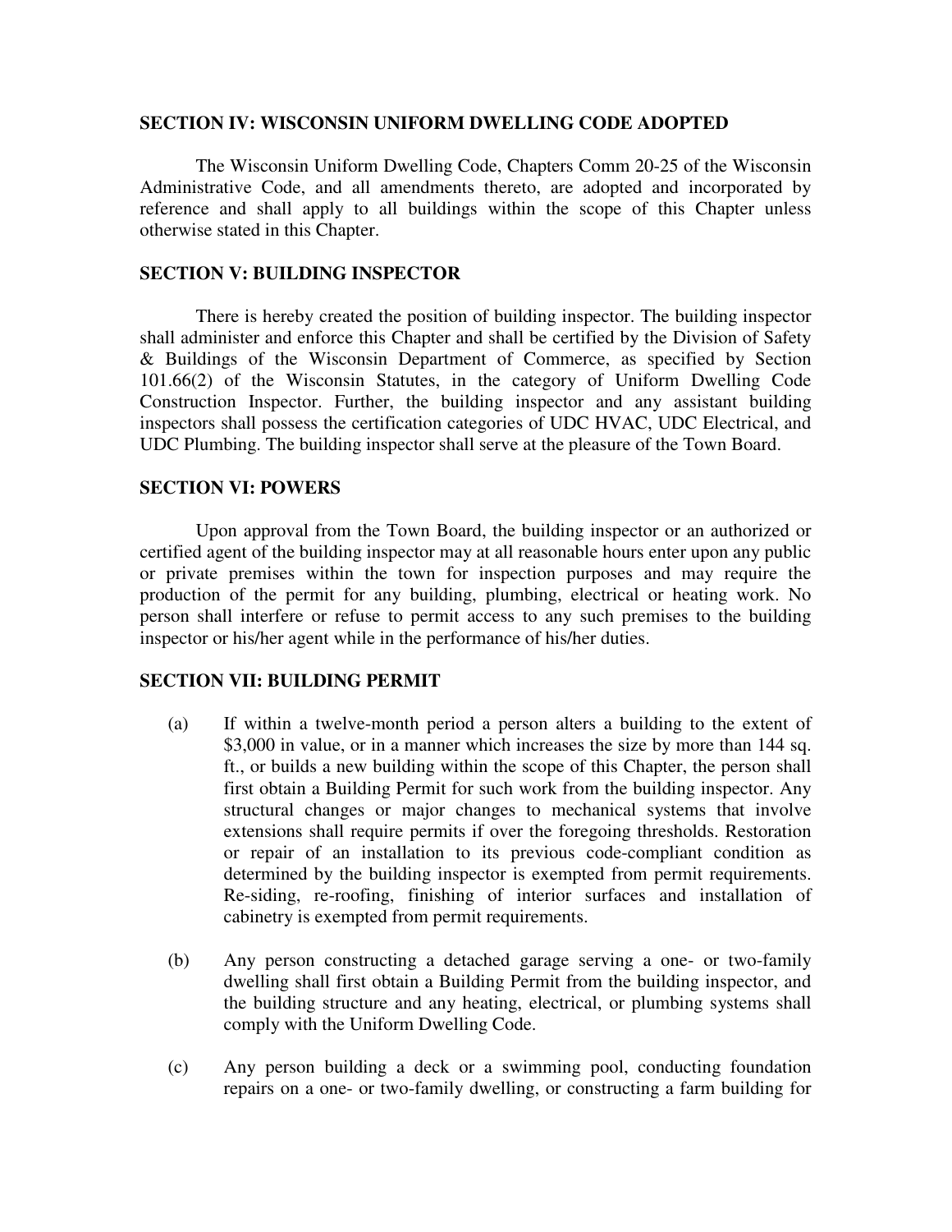## SECTION IV: WISCONSIN UNIFORM DWELLING CODE ADOPTED

The Wisconsin Uniform Dwelling Code, Chapters Comm 20-25 of the Wisconsin Administrative Code, and all amendments thereto, are adopted and incorporated by reference and shall apply to all buildings within the scope of this Chapter unless otherwise stated in this Chapter.

## SECTION V: BUILDING INSPECTOR

There is hereby created the position of building inspector. The building inspector shall administer and enforce this Chapter and shall be certified by the Division of Safety & Buildings of the Wisconsin Department of Commerce, as specified by Section 101.66(2) of the Wisconsin Statutes, in the category of Uniform Dwelling Code Construction Inspector. Further, the building inspector and any assistant building inspectors shall possess the certification categories of UDC HVAC, UDC Electrical, and UDC Plumbing. The building inspector shall serve at the pleasure of the Town Board.

## SECTION VI: POWERS

Upon approval from the Town Board, the building inspector or an authorized or certified agent of the building inspector may at all reasonable hours enter upon any public or private premises within the town for inspection purposes and may require the production of the permit for any building, plumbing, electrical or heating work. No person shall interfere or refuse to permit access to any such premises to the building inspector or his/her agent while in the performance of his/her duties.

## SECTION VII: BUILDING PERMIT

(a) If within a twelve-month period a person alters a building to the extent of $3,000 in value, or in a manner which increases the size by more than 144 sq. ft., or builds a new building within the scope of this Chapter, the person shall first obtain a Building Permit for such work from the building inspector. Any structural changes or major changes to mechanical systems that involve extensions shall require permits if over the foregoing thresholds. Restoration or repair of an installation to its previous code-compliant condition as determined by the building inspector is exempted from permit requirements. Re-siding, re-roofing, finishing of interior surfaces and installation of cabinetry is exempted from permit requirements.

(b) Any person constructing a detached garage serving a one- or two-family dwelling shall first obtain a Building Permit from the building inspector, and the building structure and any heating, electrical, or plumbing systems shall comply with the Uniform Dwelling Code.

(c) Any person building a deck or a swimming pool, conducting foundation repairs on a one- or two-family dwelling, or constructing a farm building for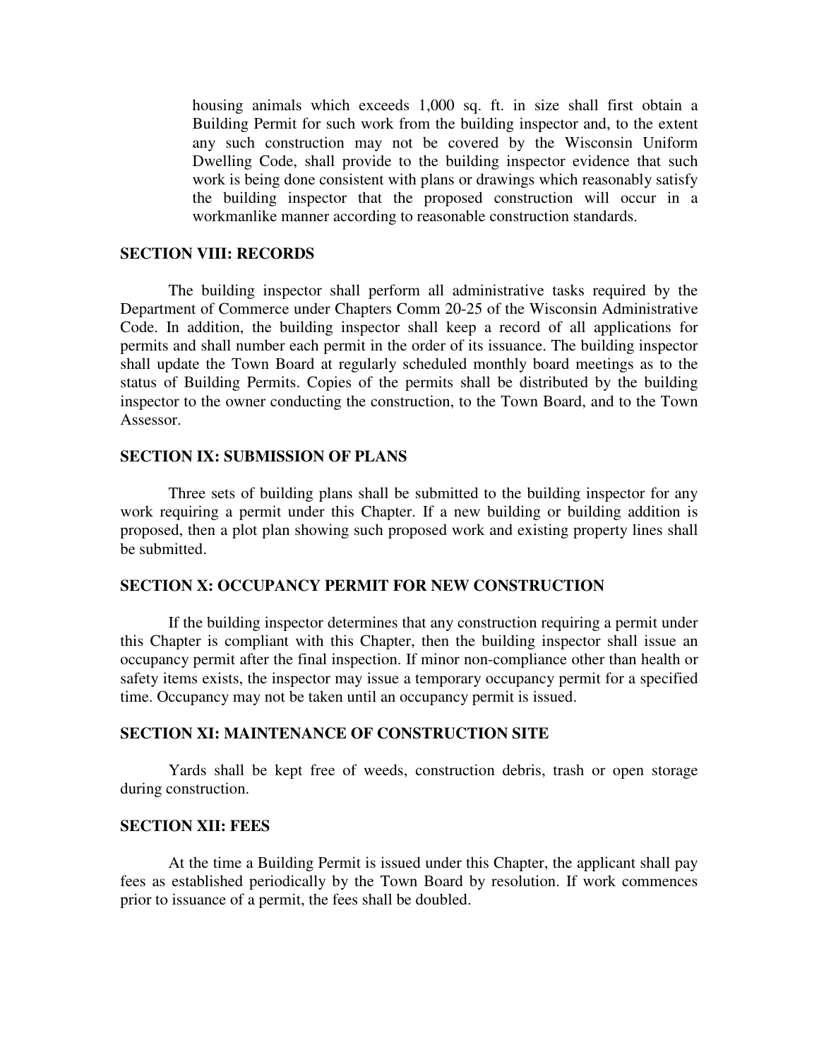housing animals which exceeds 1,000 sq. ft. in size shall first obtain a Building Permit for such work from the building inspector and, to the extent any such construction may not be covered by the Wisconsin Uniform Dwelling Code, shall provide to the building inspector evidence that such work is being done consistent with plans or drawings which reasonably satisfy the building inspector that the proposed construction will occur in a workmanlike manner according to reasonable construction standards.

## SECTION VIII: RECORDS

The building inspector shall perform all administrative tasks required by the Department of Commerce under Chapters Comm 20-25 of the Wisconsin Administrative Code. In addition, the building inspector shall keep a record of all applications for permits and shall number each permit in the order of its issuance. The building inspector shall update the Town Board at regularly scheduled monthly board meetings as to the status of Building Permits. Copies of the permits shall be distributed by the building inspector to the owner conducting the construction, to the Town Board, and to the Town Assessor.

## SECTION IX: SUBMISSION OF PLANS

Three sets of building plans shall be submitted to the building inspector for any work requiring a permit under this Chapter. If a new building or building addition is proposed, then a plot plan showing such proposed work and existing property lines shall be submitted.

## SECTION X: OCCUPANCY PERMIT FOR NEW CONSTRUCTION

If the building inspector determines that any construction requiring a permit under this Chapter is compliant with this Chapter, then the building inspector shall issue an occupancy permit after the final inspection. If minor non-compliance other than health or safety items exists, the inspector may issue a temporary occupancy permit for a specified time. Occupancy may not be taken until an occupancy permit is issued.

## SECTION XI: MAINTENANCE OF CONSTRUCTION SITE

Yards shall be kept free of weeds, construction debris, trash or open storage during construction.

## SECTION XII: FEES

At the time a Building Permit is issued under this Chapter, the applicant shall pay fees as established periodically by the Town Board by resolution. If work commences prior to issuance of a permit, the fees shall be doubled.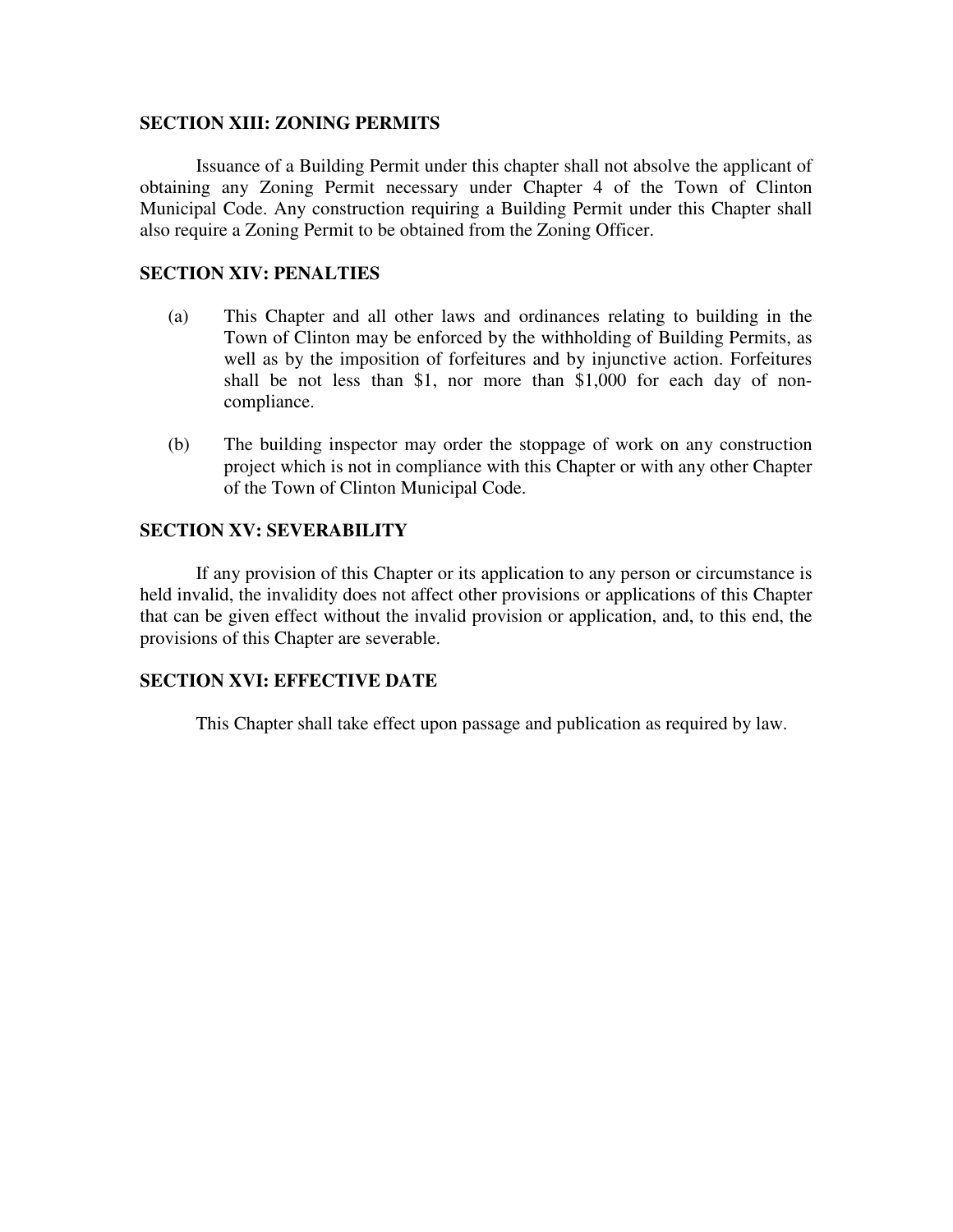### SECTION XIII: ZONING PERMITS

Issuance of a Building Permit under this chapter shall not absolve the applicant of obtaining any Zoning Permit necessary under Chapter 4 of the Town of Clinton Municipal Code. Any construction requiring a Building Permit under this Chapter shall also require a Zoning Permit to be obtained from the Zoning Officer.

### SECTION XIV: PENALTIES

(a) This Chapter and all other laws and ordinances relating to building in the Town of Clinton may be enforced by the withholding of Building Permits, as well as by the imposition of forfeitures and by injunctive action. Forfeitures shall be not less than $1, nor more than $1,000 for each day of non-compliance.

(b) The building inspector may order the stoppage of work on any construction project which is not in compliance with this Chapter or with any other Chapter of the Town of Clinton Municipal Code.

### SECTION XV: SEVERABILITY

If any provision of this Chapter or its application to any person or circumstance is held invalid, the invalidity does not affect other provisions or applications of this Chapter that can be given effect without the invalid provision or application, and, to this end, the provisions of this Chapter are severable.

### SECTION XVI: EFFECTIVE DATE

This Chapter shall take effect upon passage and publication as required by law.